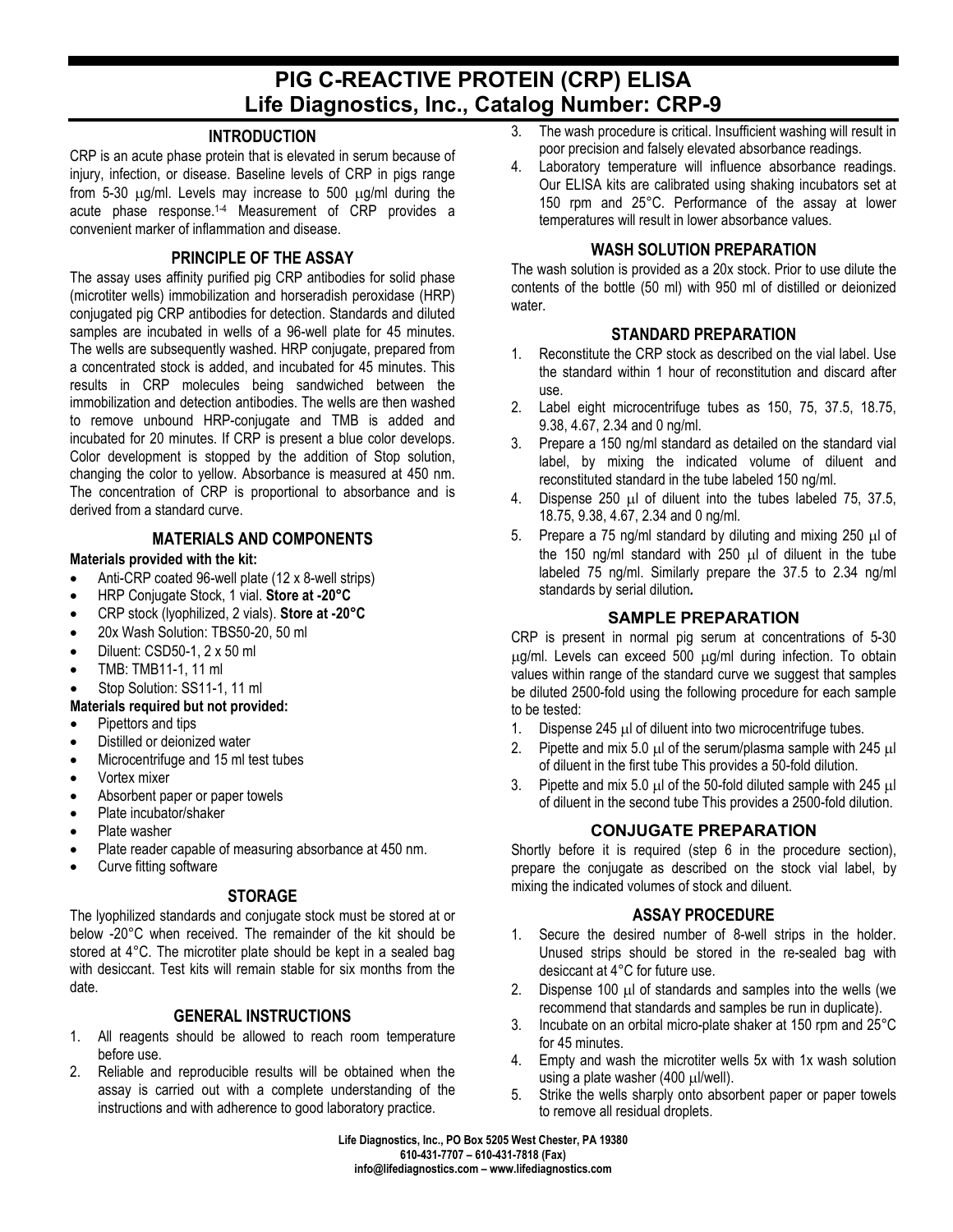# PIG C-REACTIVE PROTEIN (CRP) ELISA
# Life Diagnostics, Inc., Catalog Number: CRP-9

## INTRODUCTION

CRP is an acute phase protein that is elevated in serum because of injury, infection, or disease. Baseline levels of CRP in pigs range from 5-30 μg/ml. Levels may increase to 500 μg/ml during the acute phase response.[1-4] Measurement of CRP provides a convenient marker of inflammation and disease.

## PRINCIPLE OF THE ASSAY

The assay uses affinity purified pig CRP antibodies for solid phase (microtiter wells) immobilization and horseradish peroxidase (HRP) conjugated pig CRP antibodies for detection. Standards and diluted samples are incubated in wells of a 96-well plate for 45 minutes. The wells are subsequently washed. HRP conjugate, prepared from a concentrated stock is added, and incubated for 45 minutes. This results in CRP molecules being sandwiched between the immobilization and detection antibodies. The wells are then washed to remove unbound HRP-conjugate and TMB is added and incubated for 20 minutes. If CRP is present a blue color develops. Color development is stopped by the addition of Stop solution, changing the color to yellow. Absorbance is measured at 450 nm. The concentration of CRP is proportional to absorbance and is derived from a standard curve.

## MATERIALS AND COMPONENTS

**Materials provided with the kit:**

- Anti-CRP coated 96-well plate (12 x 8-well strips)
- HRP Conjugate Stock, 1 vial. **Store at -20°C**
- CRP stock (lyophilized, 2 vials). **Store at -20°C**
- 20x Wash Solution: TBS50-20, 50 ml
- Diluent: CSD50-1, 2 x 50 ml
- TMB: TMB11-1, 11 ml
- Stop Solution: SS11-1, 11 ml

**Materials required but not provided:**

- Pipettors and tips
- Distilled or deionized water
- Microcentrifuge and 15 ml test tubes
- Vortex mixer
- Absorbent paper or paper towels
- Plate incubator/shaker
- Plate washer
- Plate reader capable of measuring absorbance at 450 nm.
- Curve fitting software

## STORAGE

The lyophilized standards and conjugate stock must be stored at or below -20°C when received. The remainder of the kit should be stored at 4°C. The microtiter plate should be kept in a sealed bag with desiccant. Test kits will remain stable for six months from the date.

## GENERAL INSTRUCTIONS

1. All reagents should be allowed to reach room temperature before use.
2. Reliable and reproducible results will be obtained when the assay is carried out with a complete understanding of the instructions and with adherence to good laboratory practice.
3. The wash procedure is critical. Insufficient washing will result in poor precision and falsely elevated absorbance readings.
4. Laboratory temperature will influence absorbance readings. Our ELISA kits are calibrated using shaking incubators set at 150 rpm and 25°C. Performance of the assay at lower temperatures will result in lower absorbance values.

## WASH SOLUTION PREPARATION

The wash solution is provided as a 20x stock. Prior to use dilute the contents of the bottle (50 ml) with 950 ml of distilled or deionized water.

## STANDARD PREPARATION

1. Reconstitute the CRP stock as described on the vial label. Use the standard within 1 hour of reconstitution and discard after use.
2. Label eight microcentrifuge tubes as 150, 75, 37.5, 18.75, 9.38, 4.67, 2.34 and 0 ng/ml.
3. Prepare a 150 ng/ml standard as detailed on the standard vial label, by mixing the indicated volume of diluent and reconstituted standard in the tube labeled 150 ng/ml.
4. Dispense 250 μl of diluent into the tubes labeled 75, 37.5, 18.75, 9.38, 4.67, 2.34 and 0 ng/ml.
5. Prepare a 75 ng/ml standard by diluting and mixing 250 μl of the 150 ng/ml standard with 250 μl of diluent in the tube labeled 75 ng/ml. Similarly prepare the 37.5 to 2.34 ng/ml standards by serial dilution**.**

## SAMPLE PREPARATION

CRP is present in normal pig serum at concentrations of 5-30 μg/ml. Levels can exceed 500 μg/ml during infection. To obtain values within range of the standard curve we suggest that samples be diluted 2500-fold using the following procedure for each sample to be tested:

1. Dispense 245 μl of diluent into two microcentrifuge tubes.
2. Pipette and mix 5.0 μl of the serum/plasma sample with 245 μl of diluent in the first tube This provides a 50-fold dilution.
3. Pipette and mix 5.0 μl of the 50-fold diluted sample with 245 μl of diluent in the second tube This provides a 2500-fold dilution.

## CONJUGATE PREPARATION

Shortly before it is required (step 6 in the procedure section), prepare the conjugate as described on the stock vial label, by mixing the indicated volumes of stock and diluent.

## ASSAY PROCEDURE

1. Secure the desired number of 8-well strips in the holder. Unused strips should be stored in the re-sealed bag with desiccant at 4°C for future use.
2. Dispense 100 μl of standards and samples into the wells (we recommend that standards and samples be run in duplicate).
3. Incubate on an orbital micro-plate shaker at 150 rpm and 25°C for 45 minutes.
4. Empty and wash the microtiter wells 5x with 1x wash solution using a plate washer (400 μl/well).
5. Strike the wells sharply onto absorbent paper or paper towels to remove all residual droplets.

Life Diagnostics, Inc., PO Box 5205 West Chester, PA 19380
610-431-7707 – 610-431-7818 (Fax)
info@lifediagnostics.com – www.lifediagnostics.com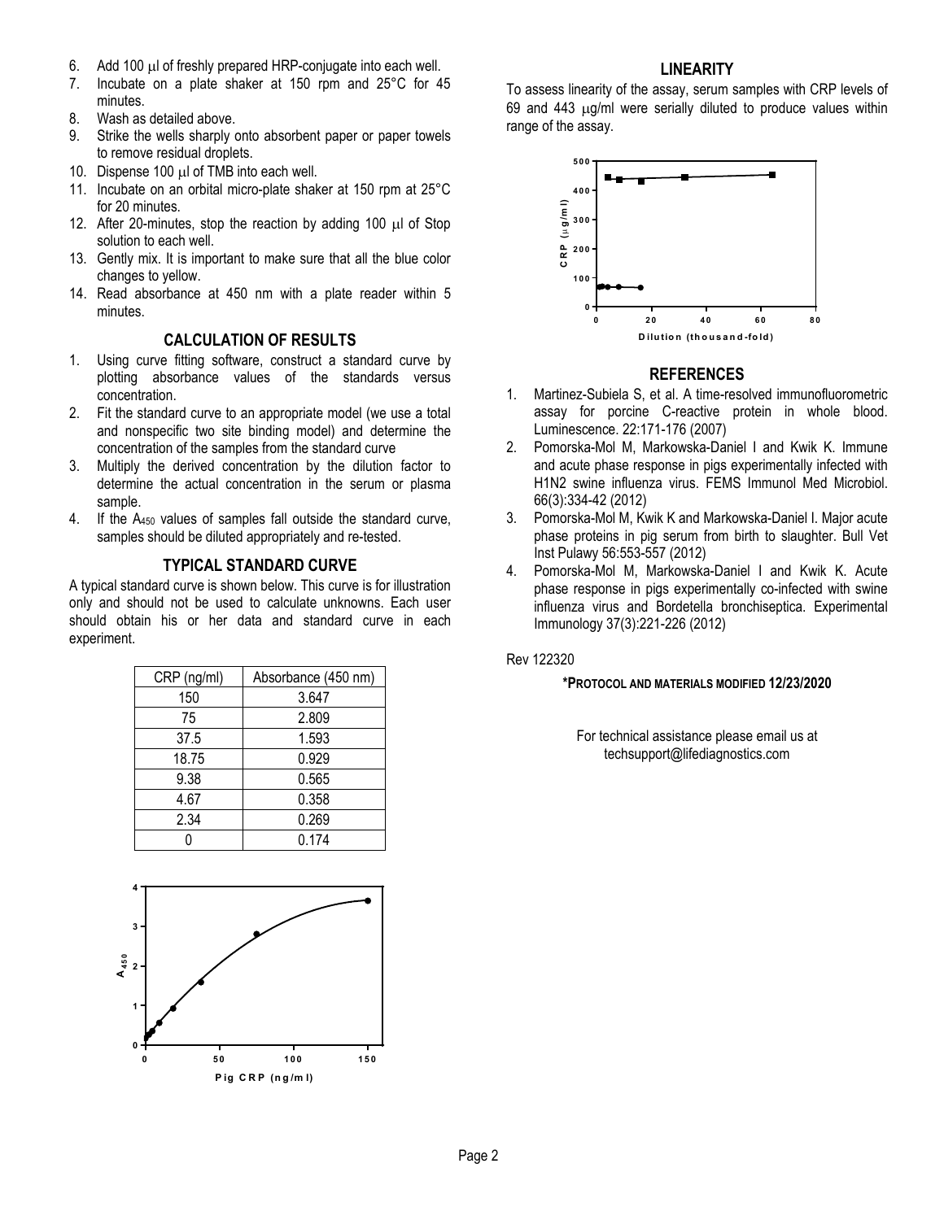6. Add 100 µl of freshly prepared HRP-conjugate into each well.
7. Incubate on a plate shaker at 150 rpm and 25°C for 45 minutes.
8. Wash as detailed above.
9. Strike the wells sharply onto absorbent paper or paper towels to remove residual droplets.
10. Dispense 100 µl of TMB into each well.
11. Incubate on an orbital micro-plate shaker at 150 rpm at 25°C for 20 minutes.
12. After 20-minutes, stop the reaction by adding 100 µl of Stop solution to each well.
13. Gently mix. It is important to make sure that all the blue color changes to yellow.
14. Read absorbance at 450 nm with a plate reader within 5 minutes.

## CALCULATION OF RESULTS

1. Using curve fitting software, construct a standard curve by plotting absorbance values of the standards versus concentration.
2. Fit the standard curve to an appropriate model (we use a total and nonspecific two site binding model) and determine the concentration of the samples from the standard curve
3. Multiply the derived concentration by the dilution factor to determine the actual concentration in the serum or plasma sample.
4. If the $A_{450}$ values of samples fall outside the standard curve, samples should be diluted appropriately and re-tested.

## TYPICAL STANDARD CURVE

A typical standard curve is shown below. This curve is for illustration only and should not be used to calculate unknowns. Each user should obtain his or her data and standard curve in each experiment.

| CRP (ng/ml) | Absorbance (450 nm) |
|---|---|
| 150 | 3.647 |
| 75 | 2.809 |
| 37.5 | 1.593 |
| 18.75 | 0.929 |
| 9.38 | 0.565 |
| 4.67 | 0.358 |
| 2.34 | 0.269 |
| 0 | 0.174 |

$A_{450}$

0
1
2
3
4

0
50
100
150

Pig CRP (ng/ml)

## LINEARITY

To assess linearity of the assay, serum samples with CRP levels of 69 and 443 µg/ml were serially diluted to produce values within range of the assay.

CRP (µg/ml)

0
100
200
300
400
500

0
20
40
60
80

Dilution (thousand-fold)

## REFERENCES

1. Martinez-Subiela S, et al. A time-resolved immunofluorometric assay for porcine C-reactive protein in whole blood. Luminescence. 22:171-176 (2007)
2. Pomorska-Mol M, Markowska-Daniel I and Kwik K. Immune and acute phase response in pigs experimentally infected with H1N2 swine influenza virus. FEMS Immunol Med Microbiol. 66(3):334-42 (2012)
3. Pomorska-Mol M, Kwik K and Markowska-Daniel I. Major acute phase proteins in pig serum from birth to slaughter. Bull Vet Inst Pulawy 56:553-557 (2012)
4. Pomorska-Mol M, Markowska-Daniel I and Kwik K. Acute phase response in pigs experimentally co-infected with swine influenza virus and Bordetella bronchiseptica. Experimental Immunology 37(3):221-226 (2012)

Rev 122320

**\*PROTOCOL AND MATERIALS MODIFIED 12/23/2020**

For technical assistance please email us at techsupport@lifediagnostics.com